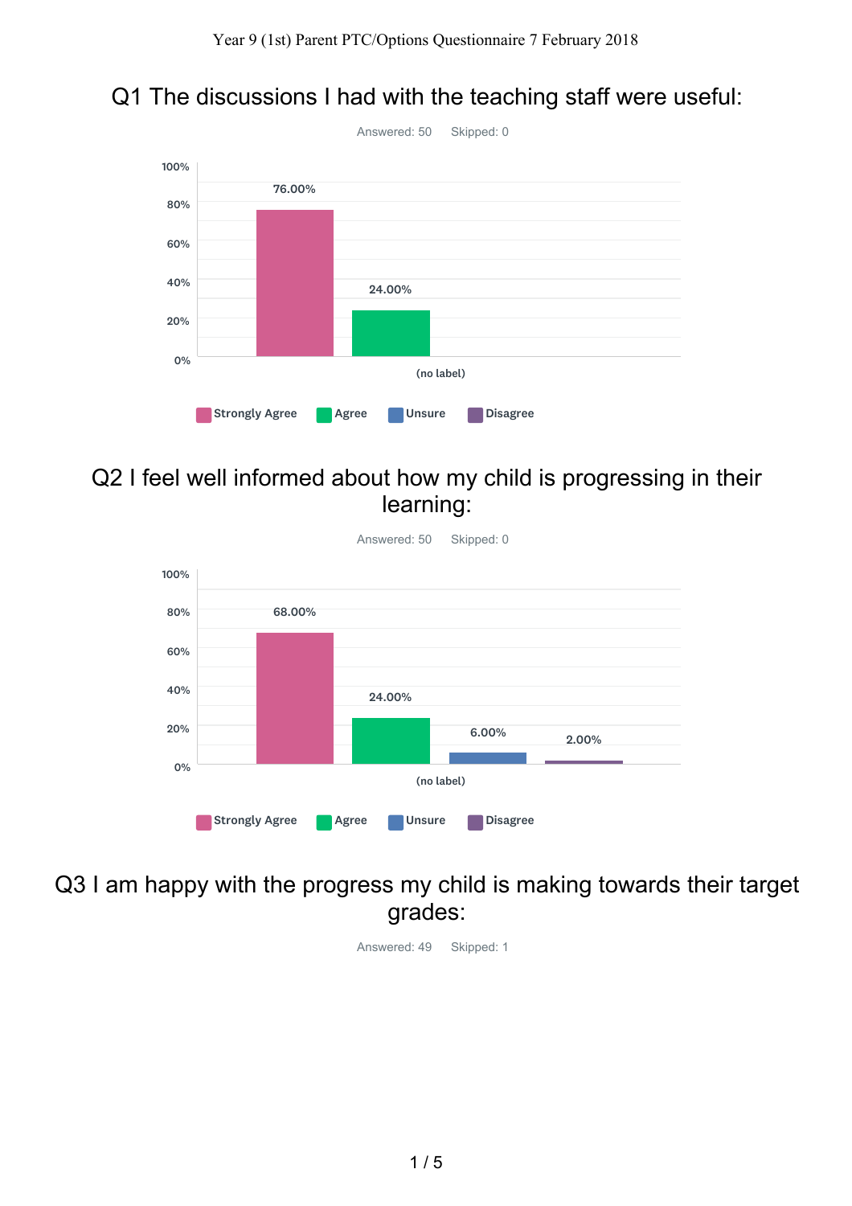# Q1 The discussions I had with the teaching staff were useful:

Answered: 50 Skipped: 0

| | Strongly Agree | Agree | Unsure | Disagree |
|---|---|---|---|---|
| (no label) | 76.00% | 24.00% | | |

# Q2 I feel well informed about how my child is progressing in their learning:

Answered: 50 Skipped: 0

| | Strongly Agree | Agree | Unsure | Disagree |
|---|---|---|---|---|
| (no label) | 68.00% | 24.00% | 6.00% | 2.00% |

# Q3 I am happy with the progress my child is making towards their target grades:

Answered: 49 Skipped: 1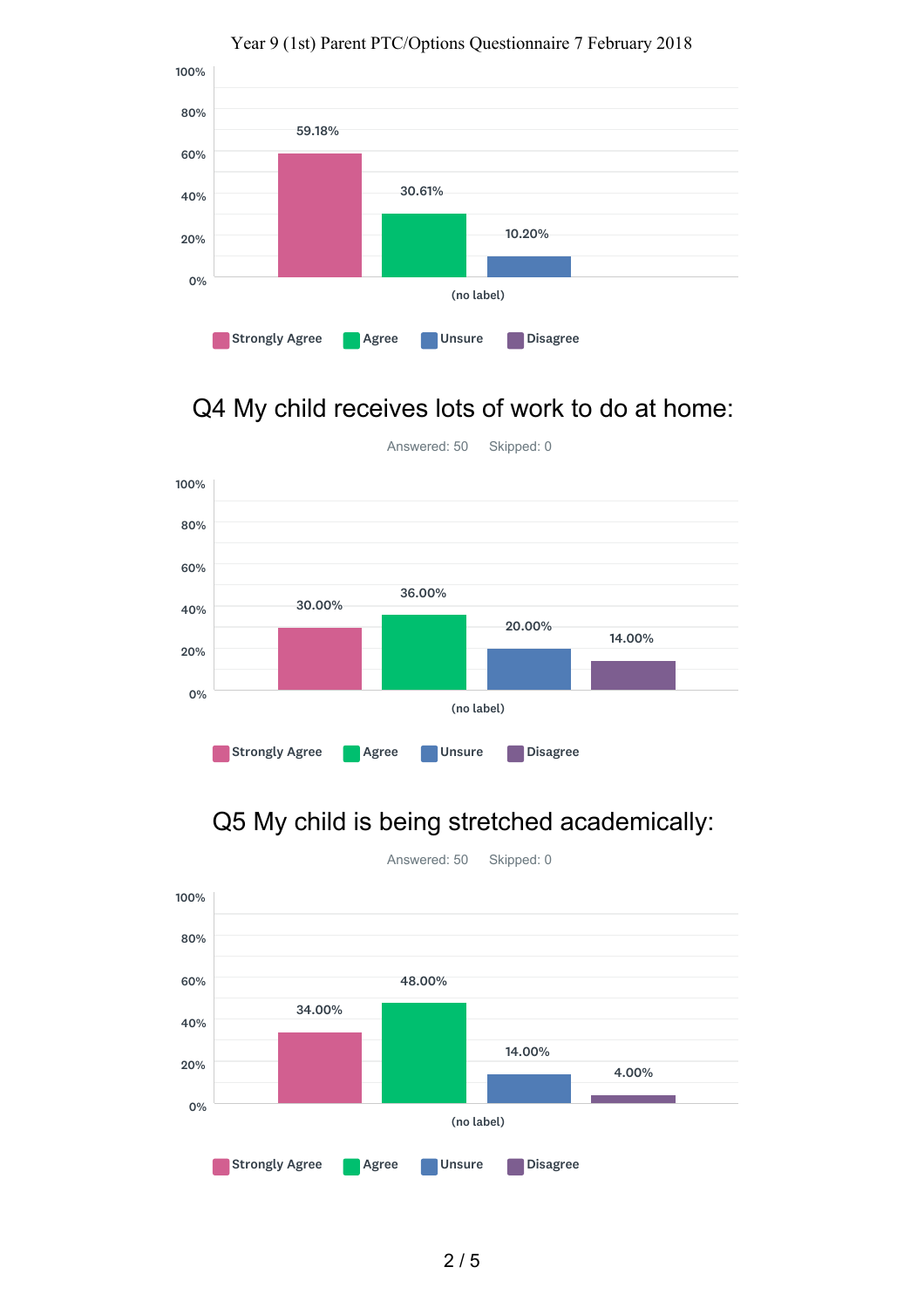Year 9 (1st) Parent PTC/Options Questionnaire 7 February 2018

| | Strongly Agree | Agree | Unsure | Disagree |
|---|---|---|---|---|
| (no label) | 59.18% | 30.61% | 10.20% | |

## Q4 My child receives lots of work to do at home:

Answered: 50 Skipped: 0

| | Strongly Agree | Agree | Unsure | Disagree |
|---|---|---|---|---|
| (no label) | 30.00% | 36.00% | 20.00% | 14.00% |

## Q5 My child is being stretched academically:

Answered: 50 Skipped: 0

| | Strongly Agree | Agree | Unsure | Disagree |
|---|---|---|---|---|
| (no label) | 34.00% | 48.00% | 14.00% | 4.00% |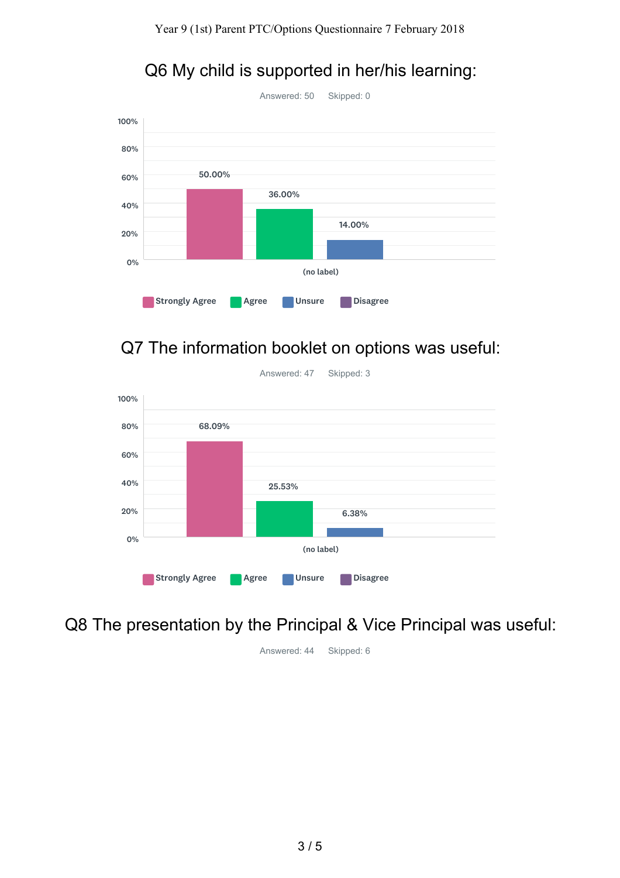## Q6 My child is supported in her/his learning:

Answered: 50 Skipped: 0

| | Strongly Agree | Agree | Unsure | Disagree |
|---|---|---|---|---|
| (no label) | 50.00% | 36.00% | 14.00% | |

## Q7 The information booklet on options was useful:

Answered: 47 Skipped: 3

| | Strongly Agree | Agree | Unsure | Disagree |
|---|---|---|---|---|
| (no label) | 68.09% | 25.53% | 6.38% | |

## Q8 The presentation by the Principal & Vice Principal was useful:

Answered: 44 Skipped: 6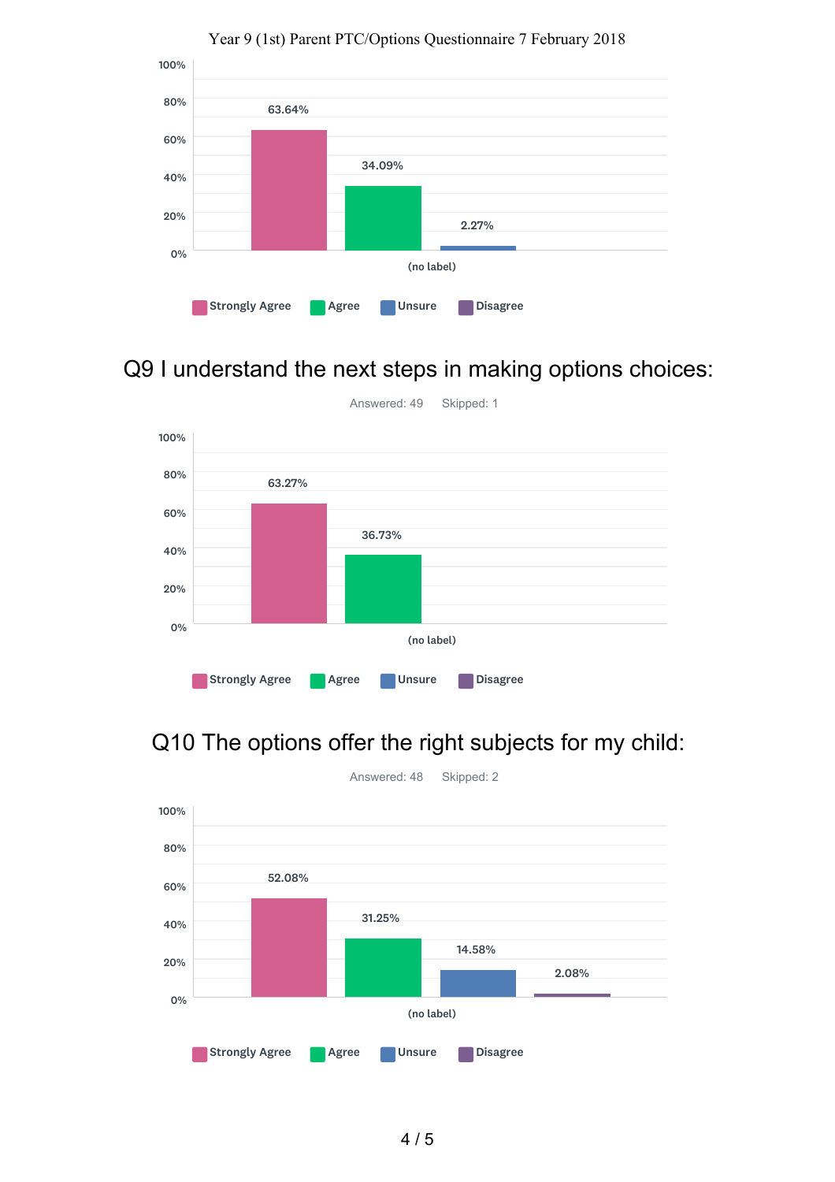Year 9 (1st) Parent PTC/Options Questionnaire 7 February 2018

| | Strongly Agree | Agree | Unsure | Disagree |
|---|---|---|---|---|
| (no label) | 63.64% | 34.09% | 2.27% | |

## Q9 I understand the next steps in making options choices:

Answered: 49 Skipped: 1

| | Strongly Agree | Agree | Unsure | Disagree |
|---|---|---|---|---|
| (no label) | 63.27% | 36.73% | | |

## Q10 The options offer the right subjects for my child:

Answered: 48 Skipped: 2

| | Strongly Agree | Agree | Unsure | Disagree |
|---|---|---|---|---|
| (no label) | 52.08% | 31.25% | 14.58% | 2.08% |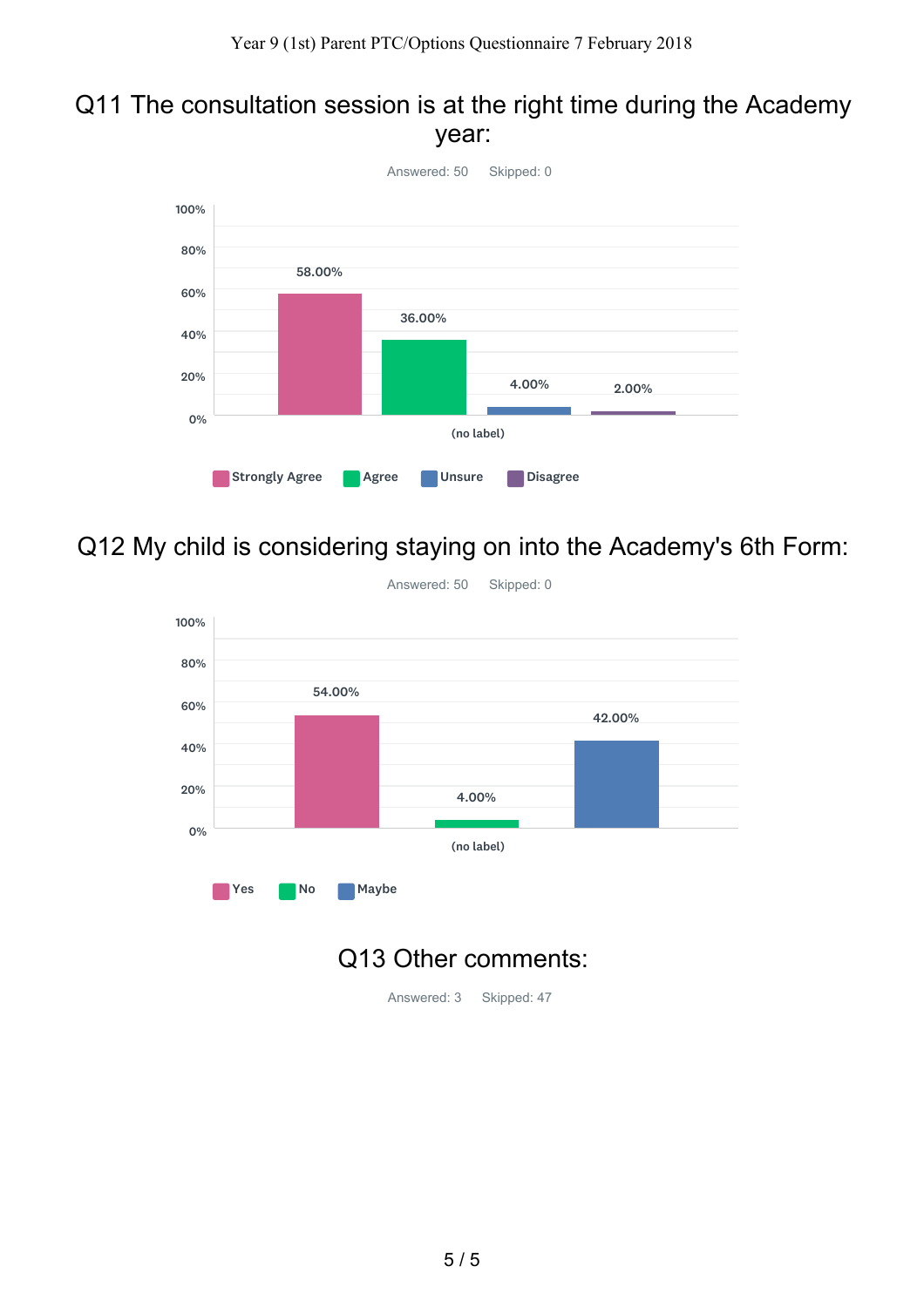## Q11 The consultation session is at the right time during the Academy year:

Answered: 50 Skipped: 0

100%
80%
60%
40%
20%
0%

58.00%
36.00%
4.00%
2.00%

(no label)

Strongly Agree
Agree
Unsure
Disagree

## Q12 My child is considering staying on into the Academy's 6th Form:

Answered: 50 Skipped: 0

100%
80%
60%
40%
20%
0%

54.00%
4.00%
42.00%

(no label)

Yes
No
Maybe

## Q13 Other comments:

Answered: 3 Skipped: 47